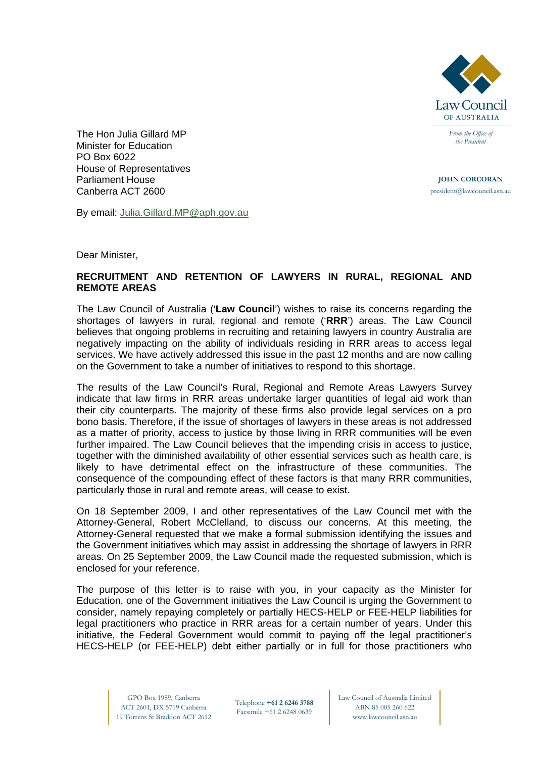Law Council OF AUSTRALIA

*From the Office of the President*

**JOHN CORCORAN**
president@lawcouncil.asn.au

The Hon Julia Gillard MP
Minister for Education
PO Box 6022
House of Representatives
Parliament House
Canberra ACT 2600

By email: Julia.Gillard.MP@aph.gov.au

Dear Minister,

**RECRUITMENT AND RETENTION OF LAWYERS IN RURAL, REGIONAL AND REMOTE AREAS**

The Law Council of Australia ('**Law Council**') wishes to raise its concerns regarding the shortages of lawyers in rural, regional and remote ('**RRR**') areas. The Law Council believes that ongoing problems in recruiting and retaining lawyers in country Australia are negatively impacting on the ability of individuals residing in RRR areas to access legal services. We have actively addressed this issue in the past 12 months and are now calling on the Government to take a number of initiatives to respond to this shortage.

The results of the Law Council's Rural, Regional and Remote Areas Lawyers Survey indicate that law firms in RRR areas undertake larger quantities of legal aid work than their city counterparts. The majority of these firms also provide legal services on a pro bono basis. Therefore, if the issue of shortages of lawyers in these areas is not addressed as a matter of priority, access to justice by those living in RRR communities will be even further impaired. The Law Council believes that the impending crisis in access to justice, together with the diminished availability of other essential services such as health care, is likely to have detrimental effect on the infrastructure of these communities. The consequence of the compounding effect of these factors is that many RRR communities, particularly those in rural and remote areas, will cease to exist.

On 18 September 2009, I and other representatives of the Law Council met with the Attorney-General, Robert McClelland, to discuss our concerns. At this meeting, the Attorney-General requested that we make a formal submission identifying the issues and the Government initiatives which may assist in addressing the shortage of lawyers in RRR areas. On 25 September 2009, the Law Council made the requested submission, which is enclosed for your reference.

The purpose of this letter is to raise with you, in your capacity as the Minister for Education, one of the Government initiatives the Law Council is urging the Government to consider, namely repaying completely or partially HECS-HELP or FEE-HELP liabilities for legal practitioners who practice in RRR areas for a certain number of years. Under this initiative, the Federal Government would commit to paying off the legal practitioner's HECS-HELP (or FEE-HELP) debt either partially or in full for those practitioners who

GPO Box 1989, Canberra ACT 2601, DX 5719 Canberra
19 Torrens St Braddon ACT 2612

Telephone **+61 2 6246 3788**
Facsimile +61 2 6248 0639

Law Council of Australia Limited
ABN 85 005 260 622
www.lawcouncil.asn.au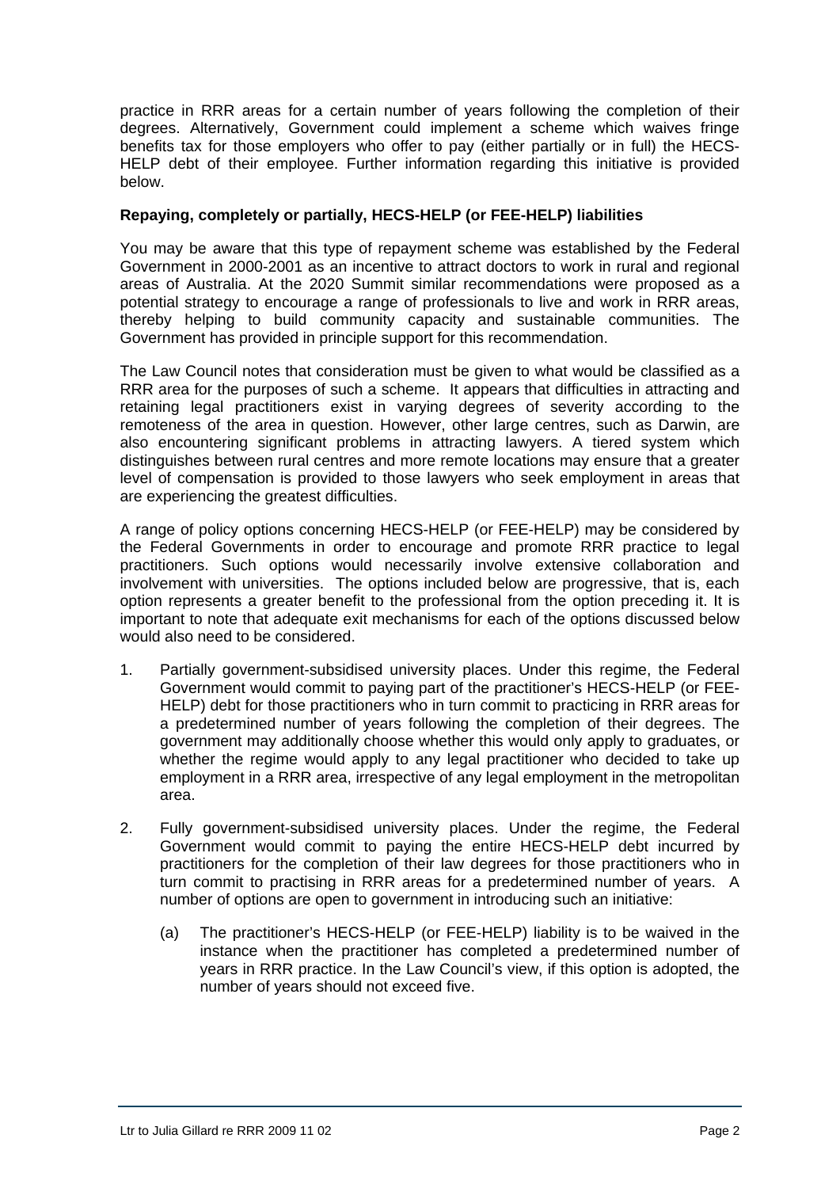practice in RRR areas for a certain number of years following the completion of their degrees. Alternatively, Government could implement a scheme which waives fringe benefits tax for those employers who offer to pay (either partially or in full) the HECS-HELP debt of their employee. Further information regarding this initiative is provided below.

**Repaying, completely or partially, HECS-HELP (or FEE-HELP) liabilities**

You may be aware that this type of repayment scheme was established by the Federal Government in 2000-2001 as an incentive to attract doctors to work in rural and regional areas of Australia. At the 2020 Summit similar recommendations were proposed as a potential strategy to encourage a range of professionals to live and work in RRR areas, thereby helping to build community capacity and sustainable communities. The Government has provided in principle support for this recommendation.

The Law Council notes that consideration must be given to what would be classified as a RRR area for the purposes of such a scheme. It appears that difficulties in attracting and retaining legal practitioners exist in varying degrees of severity according to the remoteness of the area in question. However, other large centres, such as Darwin, are also encountering significant problems in attracting lawyers. A tiered system which distinguishes between rural centres and more remote locations may ensure that a greater level of compensation is provided to those lawyers who seek employment in areas that are experiencing the greatest difficulties.

A range of policy options concerning HECS-HELP (or FEE-HELP) may be considered by the Federal Governments in order to encourage and promote RRR practice to legal practitioners. Such options would necessarily involve extensive collaboration and involvement with universities. The options included below are progressive, that is, each option represents a greater benefit to the professional from the option preceding it. It is important to note that adequate exit mechanisms for each of the options discussed below would also need to be considered.

1. Partially government-subsidised university places. Under this regime, the Federal Government would commit to paying part of the practitioner's HECS-HELP (or FEE-HELP) debt for those practitioners who in turn commit to practicing in RRR areas for a predetermined number of years following the completion of their degrees. The government may additionally choose whether this would only apply to graduates, or whether the regime would apply to any legal practitioner who decided to take up employment in a RRR area, irrespective of any legal employment in the metropolitan area.

2. Fully government-subsidised university places. Under the regime, the Federal Government would commit to paying the entire HECS-HELP debt incurred by practitioners for the completion of their law degrees for those practitioners who in turn commit to practising in RRR areas for a predetermined number of years. A number of options are open to government in introducing such an initiative:

   (a) The practitioner's HECS-HELP (or FEE-HELP) liability is to be waived in the instance when the practitioner has completed a predetermined number of years in RRR practice. In the Law Council's view, if this option is adopted, the number of years should not exceed five.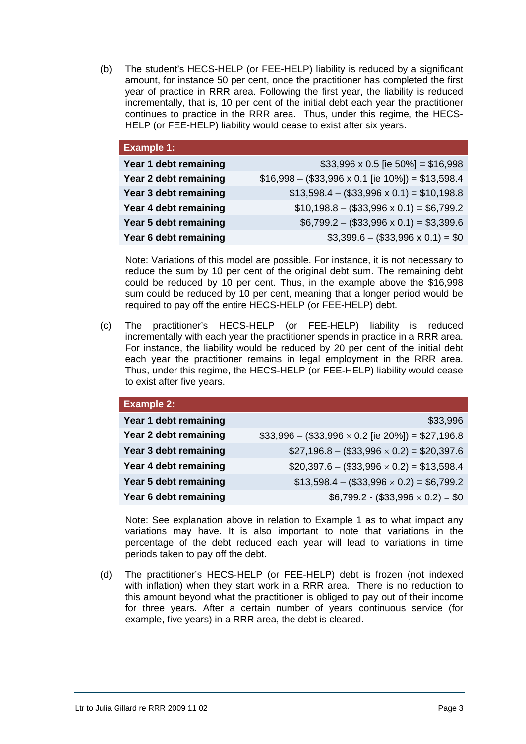(b) The student's HECS-HELP (or FEE-HELP) liability is reduced by a significant amount, for instance 50 per cent, once the practitioner has completed the first year of practice in RRR area. Following the first year, the liability is reduced incrementally, that is, 10 per cent of the initial debt each year the practitioner continues to practice in the RRR area. Thus, under this regime, the HECS-HELP (or FEE-HELP) liability would cease to exist after six years.

| Example 1: | |
|---|---|
| **Year 1 debt remaining** | $33,996 x 0.5 [ie 50%] = $16,998 |
| **Year 2 debt remaining** | $16,998 – ($33,996 x 0.1 [ie 10%]) = $13,598.4 |
| **Year 3 debt remaining** | $13,598.4 – ($33,996 x 0.1) = $10,198.8 |
| **Year 4 debt remaining** | $10,198.8 – ($33,996 x 0.1) = $6,799.2 |
| **Year 5 debt remaining** | $6,799.2 – ($33,996 x 0.1) = $3,399.6 |
| **Year 6 debt remaining** | $3,399.6 – ($33,996 x 0.1) = $0 |

Note: Variations of this model are possible. For instance, it is not necessary to reduce the sum by 10 per cent of the original debt sum. The remaining debt could be reduced by 10 per cent. Thus, in the example above the $16,998 sum could be reduced by 10 per cent, meaning that a longer period would be required to pay off the entire HECS-HELP (or FEE-HELP) debt.

(c) The practitioner's HECS-HELP (or FEE-HELP) liability is reduced incrementally with each year the practitioner spends in practice in a RRR area. For instance, the liability would be reduced by 20 per cent of the initial debt each year the practitioner remains in legal employment in the RRR area. Thus, under this regime, the HECS-HELP (or FEE-HELP) liability would cease to exist after five years.

| Example 2: | |
|---|---|
| **Year 1 debt remaining** | $33,996 |
| **Year 2 debt remaining** | $33,996 – ($33,996 × 0.2 [ie 20%]) = $27,196.8 |
| **Year 3 debt remaining** | $27,196.8 – ($33,996 × 0.2) = $20,397.6 |
| **Year 4 debt remaining** | $20,397.6 – ($33,996 × 0.2) = $13,598.4 |
| **Year 5 debt remaining** | $13,598.4 – ($33,996 × 0.2) = $6,799.2 |
| **Year 6 debt remaining** | $6,799.2 - ($33,996 × 0.2) = $0 |

Note: See explanation above in relation to Example 1 as to what impact any variations may have. It is also important to note that variations in the percentage of the debt reduced each year will lead to variations in time periods taken to pay off the debt.

(d) The practitioner's HECS-HELP (or FEE-HELP) debt is frozen (not indexed with inflation) when they start work in a RRR area. There is no reduction to this amount beyond what the practitioner is obliged to pay out of their income for three years. After a certain number of years continuous service (for example, five years) in a RRR area, the debt is cleared.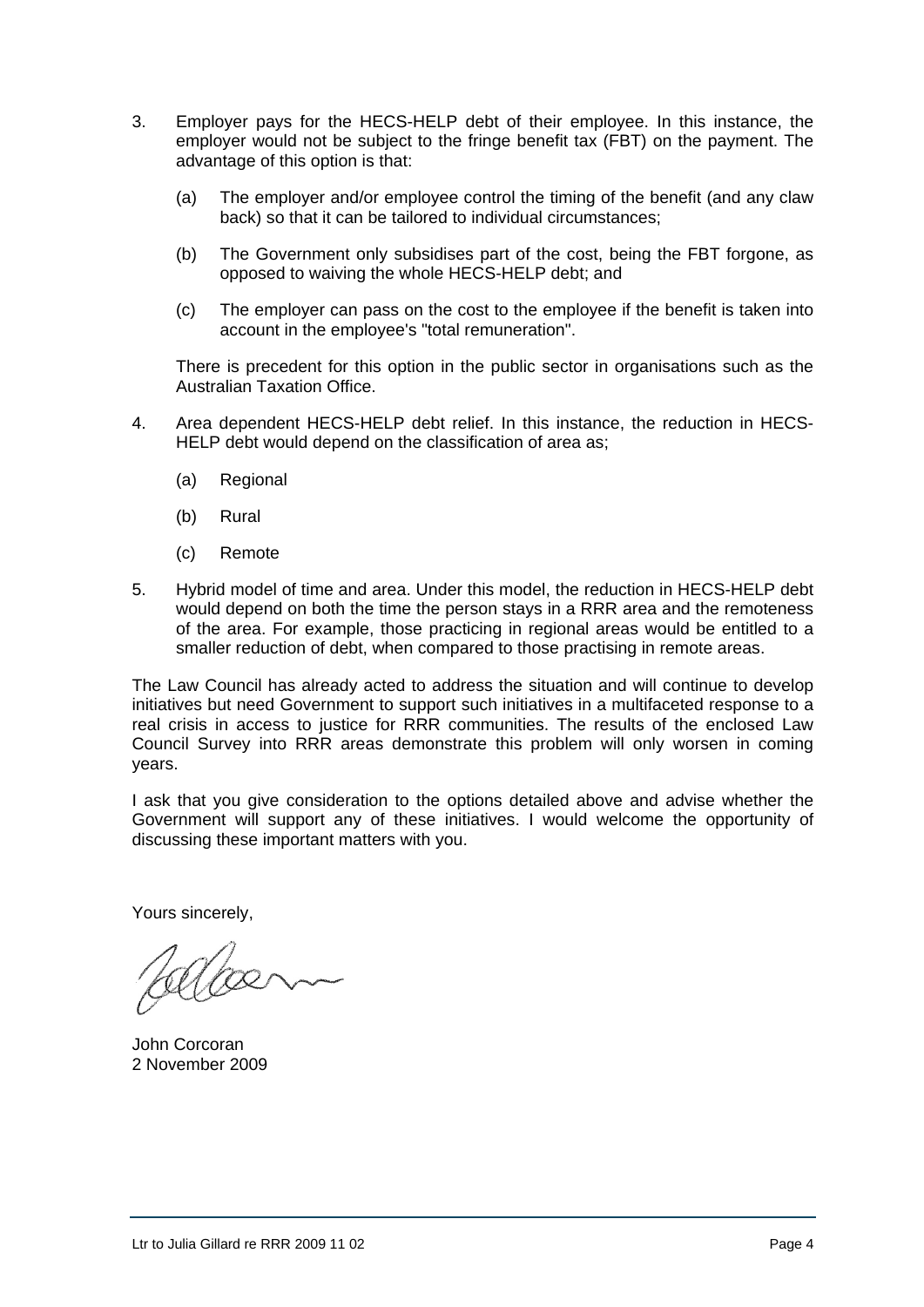3. Employer pays for the HECS-HELP debt of their employee. In this instance, the employer would not be subject to the fringe benefit tax (FBT) on the payment. The advantage of this option is that:

    (a) The employer and/or employee control the timing of the benefit (and any claw back) so that it can be tailored to individual circumstances;

    (b) The Government only subsidises part of the cost, being the FBT forgone, as opposed to waiving the whole HECS-HELP debt; and

    (c) The employer can pass on the cost to the employee if the benefit is taken into account in the employee's "total remuneration".

    There is precedent for this option in the public sector in organisations such as the Australian Taxation Office.

4. Area dependent HECS-HELP debt relief. In this instance, the reduction in HECS-HELP debt would depend on the classification of area as;

    (a) Regional

    (b) Rural

    (c) Remote

5. Hybrid model of time and area. Under this model, the reduction in HECS-HELP debt would depend on both the time the person stays in a RRR area and the remoteness of the area. For example, those practicing in regional areas would be entitled to a smaller reduction of debt, when compared to those practising in remote areas.

The Law Council has already acted to address the situation and will continue to develop initiatives but need Government to support such initiatives in a multifaceted response to a real crisis in access to justice for RRR communities. The results of the enclosed Law Council Survey into RRR areas demonstrate this problem will only worsen in coming years.

I ask that you give consideration to the options detailed above and advise whether the Government will support any of these initiatives. I would welcome the opportunity of discussing these important matters with you.

Yours sincerely,

John Corcoran
2 November 2009